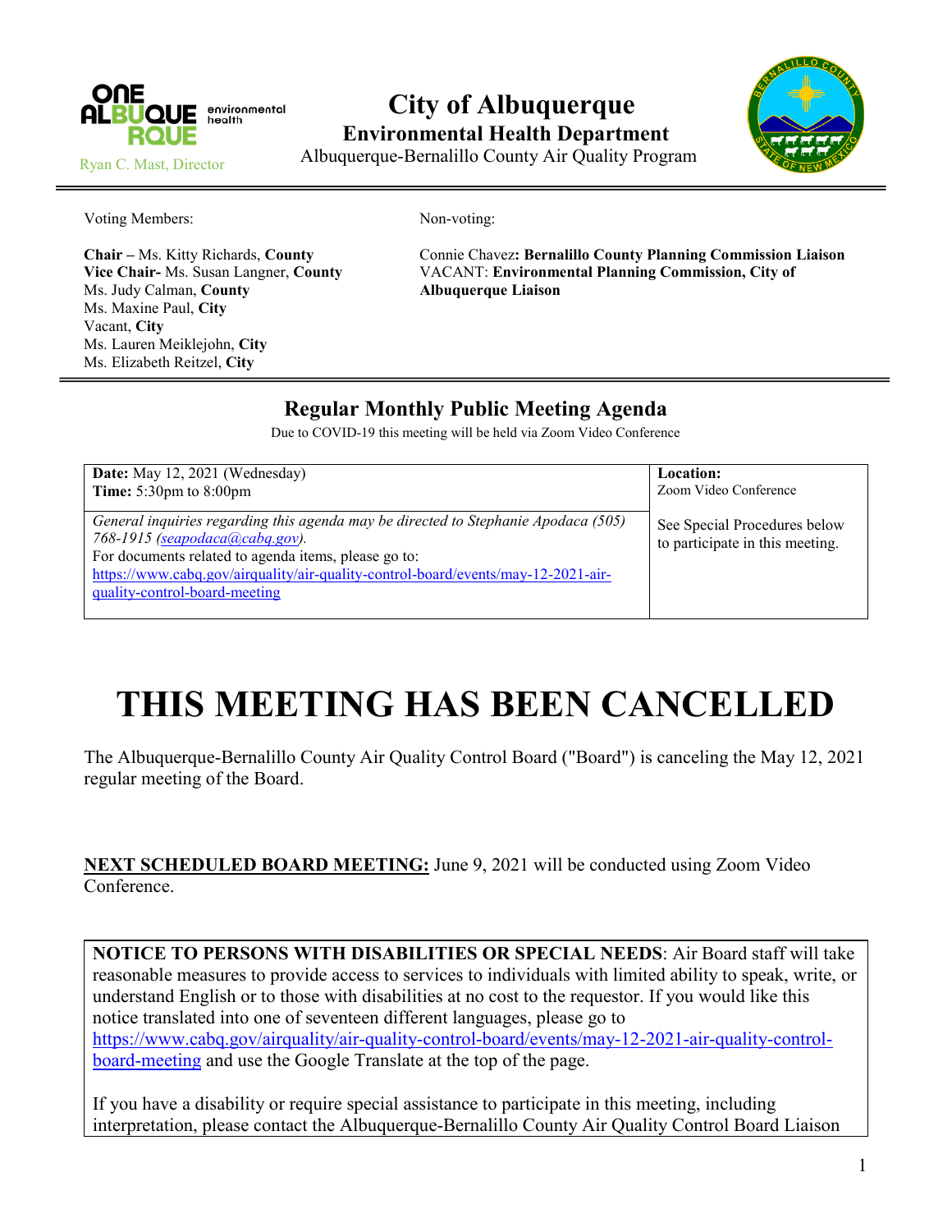ONE ALBUQUERQUE environmental health

Ryan C. Mast, Director

# City of Albuquerque

## Environmental Health Department

Albuquerque-Bernalillo County Air Quality Program

Voting Members:

**Chair –** Ms. Kitty Richards, **County**
**Vice Chair-** Ms. Susan Langner, **County**
Ms. Judy Calman, **County**
Ms. Maxine Paul, **City**
Vacant, **City**
Ms. Lauren Meiklejohn, **City**
Ms. Elizabeth Reitzel, **City**

Non-voting:

Connie Chavez**: Bernalillo County Planning Commission Liaison**
VACANT: **Environmental Planning Commission, City of Albuquerque Liaison**

## Regular Monthly Public Meeting Agenda

Due to COVID-19 this meeting will be held via Zoom Video Conference

| **Date:** May 12, 2021 (Wednesday)<br>**Time:** 5:30pm to 8:00pm | **Location:**<br>Zoom Video Conference |
|---|---|
| *General inquiries regarding this agenda may be directed to Stephanie Apodaca (505) 768-1915 (seapodaca@cabq.gov).*<br>For documents related to agenda items, please go to:<br>https://www.cabq.gov/airquality/air-quality-control-board/events/may-12-2021-air-quality-control-board-meeting | See Special Procedures below to participate in this meeting. |

# THIS MEETING HAS BEEN CANCELLED

The Albuquerque-Bernalillo County Air Quality Control Board ("Board") is canceling the May 12, 2021 regular meeting of the Board.

**NEXT SCHEDULED BOARD MEETING:** June 9, 2021 will be conducted using Zoom Video Conference.

**NOTICE TO PERSONS WITH DISABILITIES OR SPECIAL NEEDS**: Air Board staff will take reasonable measures to provide access to services to individuals with limited ability to speak, write, or understand English or to those with disabilities at no cost to the requestor. If you would like this notice translated into one of seventeen different languages, please go to https://www.cabq.gov/airquality/air-quality-control-board/events/may-12-2021-air-quality-control-board-meeting and use the Google Translate at the top of the page.

If you have a disability or require special assistance to participate in this meeting, including interpretation, please contact the Albuquerque-Bernalillo County Air Quality Control Board Liaison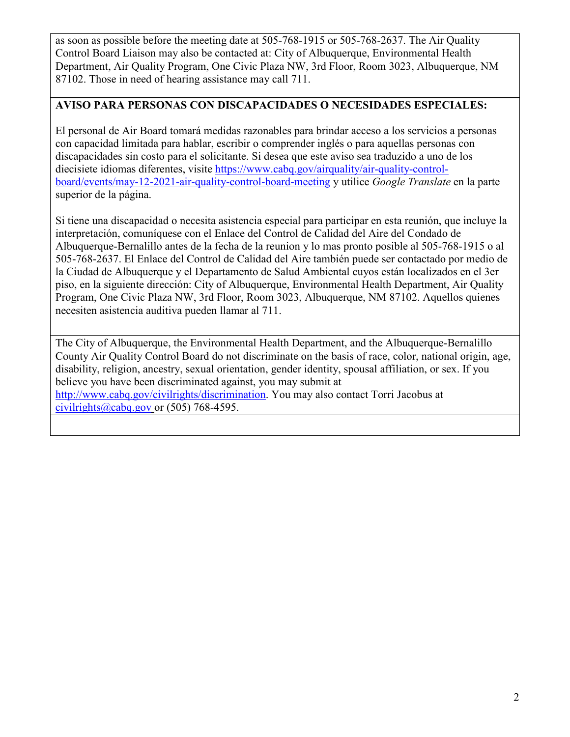as soon as possible before the meeting date at 505-768-1915 or 505-768-2637. The Air Quality Control Board Liaison may also be contacted at: City of Albuquerque, Environmental Health Department, Air Quality Program, One Civic Plaza NW, 3rd Floor, Room 3023, Albuquerque, NM 87102. Those in need of hearing assistance may call 711.

**AVISO PARA PERSONAS CON DISCAPACIDADES O NECESIDADES ESPECIALES:**

El personal de Air Board tomará medidas razonables para brindar acceso a los servicios a personas con capacidad limitada para hablar, escribir o comprender inglés o para aquellas personas con discapacidades sin costo para el solicitante. Si desea que este aviso sea traduzido a uno de los diecisiete idiomas diferentes, visite [https://www.cabq.gov/airquality/air-quality-control-board/events/may-12-2021-air-quality-control-board-meeting](https://www.cabq.gov/airquality/air-quality-control-board/events/may-12-2021-air-quality-control-board-meeting) y utilice *Google Translate* en la parte superior de la página.

Si tiene una discapacidad o necesita asistencia especial para participar en esta reunión, que incluye la interpretación, comuníquese con el Enlace del Control de Calidad del Aire del Condado de Albuquerque-Bernalillo antes de la fecha de la reunion y lo mas pronto posible al 505-768-1915 o al 505-768-2637. El Enlace del Control de Calidad del Aire también puede ser contactado por medio de la Ciudad de Albuquerque y el Departamento de Salud Ambiental cuyos están localizados en el 3er piso, en la siguiente dirección: City of Albuquerque, Environmental Health Department, Air Quality Program, One Civic Plaza NW, 3rd Floor, Room 3023, Albuquerque, NM 87102. Aquellos quienes necesiten asistencia auditiva pueden llamar al 711.

The City of Albuquerque, the Environmental Health Department, and the Albuquerque-Bernalillo County Air Quality Control Board do not discriminate on the basis of race, color, national origin, age, disability, religion, ancestry, sexual orientation, gender identity, spousal affiliation, or sex. If you believe you have been discriminated against, you may submit at [http://www.cabq.gov/civilrights/discrimination](http://www.cabq.gov/civilrights/discrimination). You may also contact Torri Jacobus at [civilrights@cabq.gov](mailto:civilrights@cabq.gov) or (505) 768-4595.